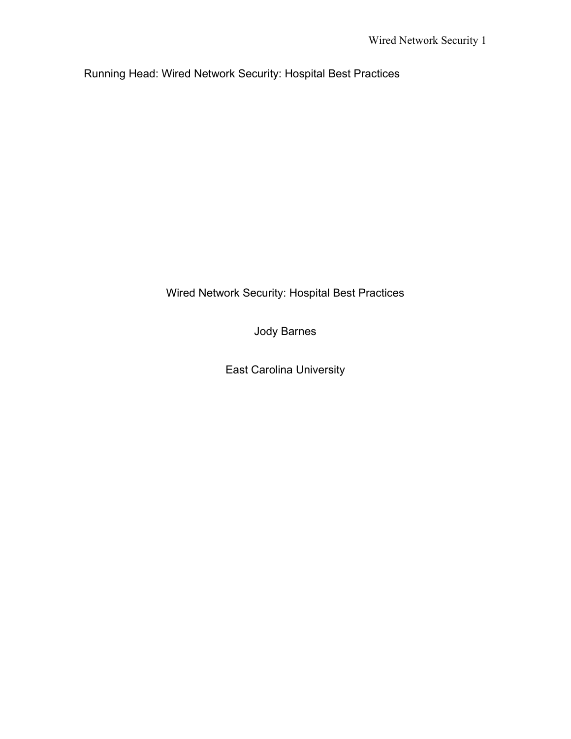Running Head: Wired Network Security: Hospital Best Practices

# Wired Network Security: Hospital Best Practices

Jody Barnes

East Carolina University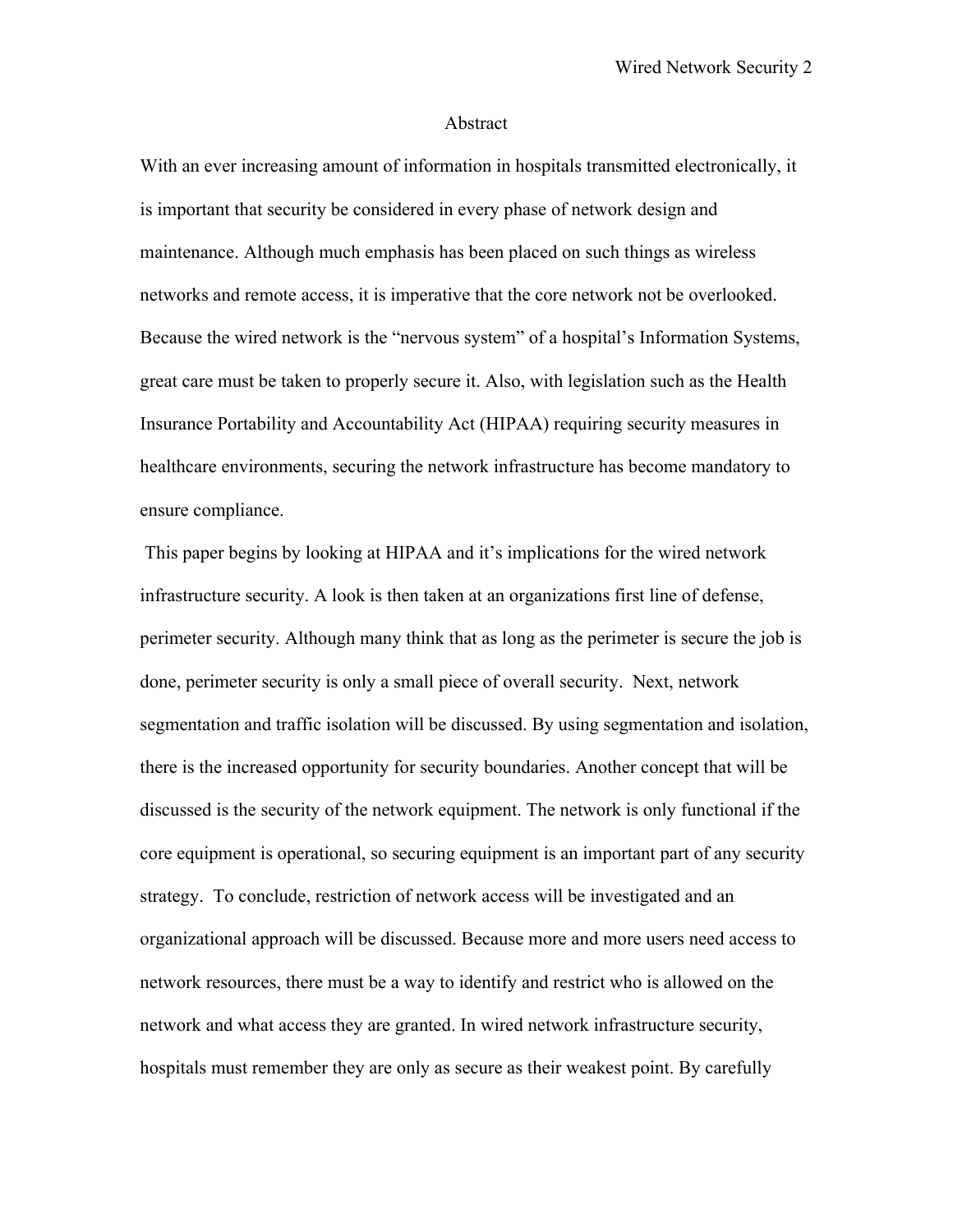# Abstract

With an ever increasing amount of information in hospitals transmitted electronically, it is important that security be considered in every phase of network design and maintenance. Although much emphasis has been placed on such things as wireless networks and remote access, it is imperative that the core network not be overlooked. Because the wired network is the "nervous system" of a hospital's Information Systems, great care must be taken to properly secure it. Also, with legislation such as the Health Insurance Portability and Accountability Act (HIPAA) requiring security measures in healthcare environments, securing the network infrastructure has become mandatory to ensure compliance.

This paper begins by looking at HIPAA and it's implications for the wired network infrastructure security. A look is then taken at an organizations first line of defense, perimeter security. Although many think that as long as the perimeter is secure the job is done, perimeter security is only a small piece of overall security. Next, network segmentation and traffic isolation will be discussed. By using segmentation and isolation, there is the increased opportunity for security boundaries. Another concept that will be discussed is the security of the network equipment. The network is only functional if the core equipment is operational, so securing equipment is an important part of any security strategy. To conclude, restriction of network access will be investigated and an organizational approach will be discussed. Because more and more users need access to network resources, there must be a way to identify and restrict who is allowed on the network and what access they are granted. In wired network infrastructure security, hospitals must remember they are only as secure as their weakest point. By carefully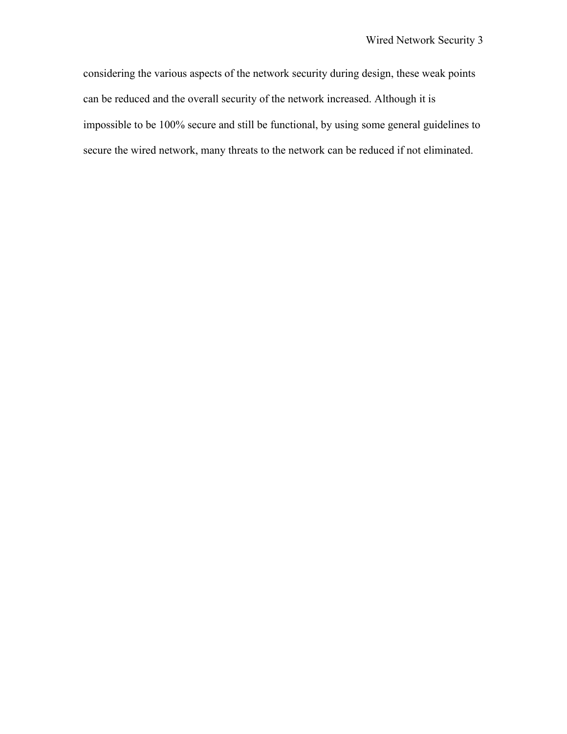considering the various aspects of the network security during design, these weak points can be reduced and the overall security of the network increased. Although it is impossible to be 100% secure and still be functional, by using some general guidelines to secure the wired network, many threats to the network can be reduced if not eliminated.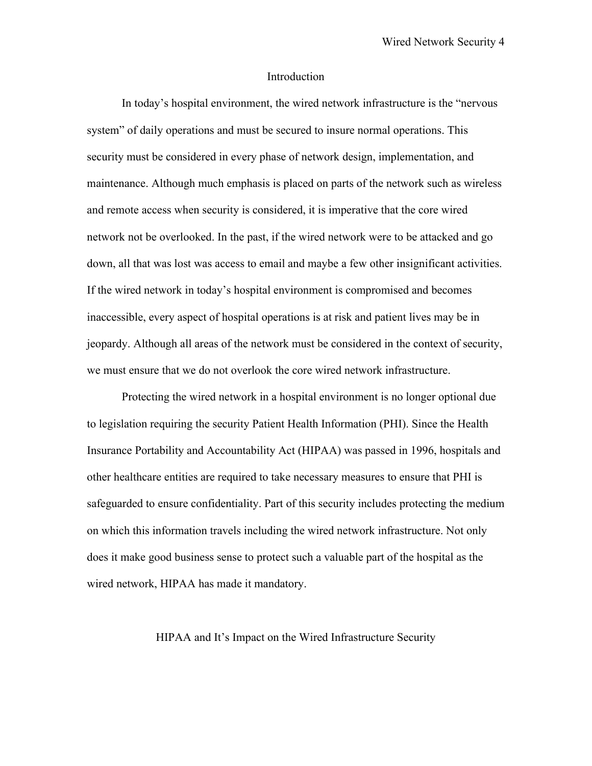## Introduction

In today's hospital environment, the wired network infrastructure is the "nervous system" of daily operations and must be secured to insure normal operations. This security must be considered in every phase of network design, implementation, and maintenance. Although much emphasis is placed on parts of the network such as wireless and remote access when security is considered, it is imperative that the core wired network not be overlooked. In the past, if the wired network were to be attacked and go down, all that was lost was access to email and maybe a few other insignificant activities. If the wired network in today's hospital environment is compromised and becomes inaccessible, every aspect of hospital operations is at risk and patient lives may be in jeopardy. Although all areas of the network must be considered in the context of security, we must ensure that we do not overlook the core wired network infrastructure.

Protecting the wired network in a hospital environment is no longer optional due to legislation requiring the security Patient Health Information (PHI). Since the Health Insurance Portability and Accountability Act (HIPAA) was passed in 1996, hospitals and other healthcare entities are required to take necessary measures to ensure that PHI is safeguarded to ensure confidentiality. Part of this security includes protecting the medium on which this information travels including the wired network infrastructure. Not only does it make good business sense to protect such a valuable part of the hospital as the wired network, HIPAA has made it mandatory.

## HIPAA and It's Impact on the Wired Infrastructure Security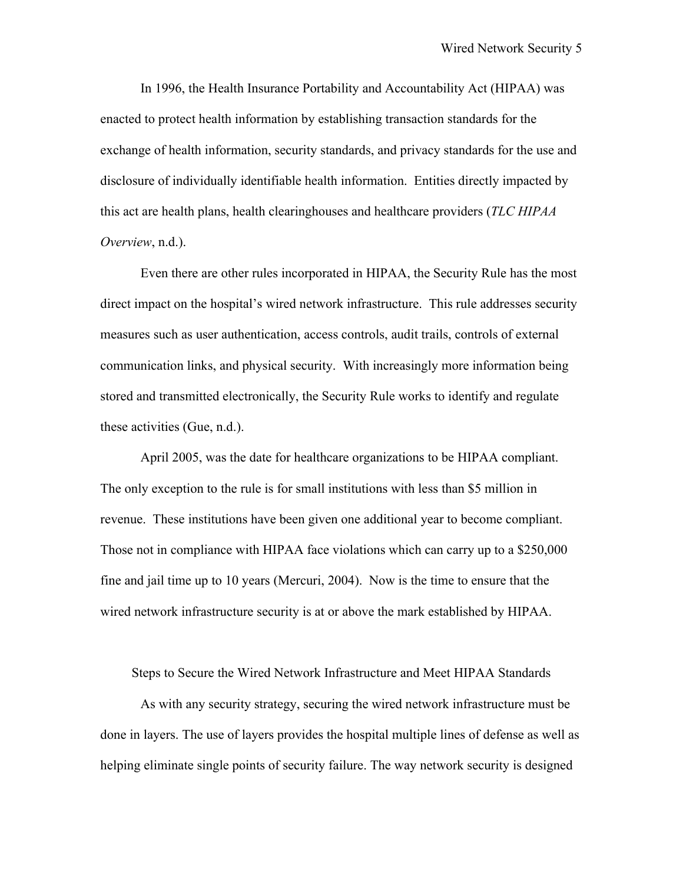In 1996, the Health Insurance Portability and Accountability Act (HIPAA) was enacted to protect health information by establishing transaction standards for the exchange of health information, security standards, and privacy standards for the use and disclosure of individually identifiable health information. Entities directly impacted by this act are health plans, health clearinghouses and healthcare providers (*TLC HIPAA Overview*, n.d.).

Even there are other rules incorporated in HIPAA, the Security Rule has the most direct impact on the hospital's wired network infrastructure. This rule addresses security measures such as user authentication, access controls, audit trails, controls of external communication links, and physical security. With increasingly more information being stored and transmitted electronically, the Security Rule works to identify and regulate these activities (Gue, n.d.).

April 2005, was the date for healthcare organizations to be HIPAA compliant. The only exception to the rule is for small institutions with less than $5 million in revenue. These institutions have been given one additional year to become compliant. Those not in compliance with HIPAA face violations which can carry up to a $250,000 fine and jail time up to 10 years (Mercuri, 2004). Now is the time to ensure that the wired network infrastructure security is at or above the mark established by HIPAA.

## Steps to Secure the Wired Network Infrastructure and Meet HIPAA Standards

As with any security strategy, securing the wired network infrastructure must be done in layers. The use of layers provides the hospital multiple lines of defense as well as helping eliminate single points of security failure. The way network security is designed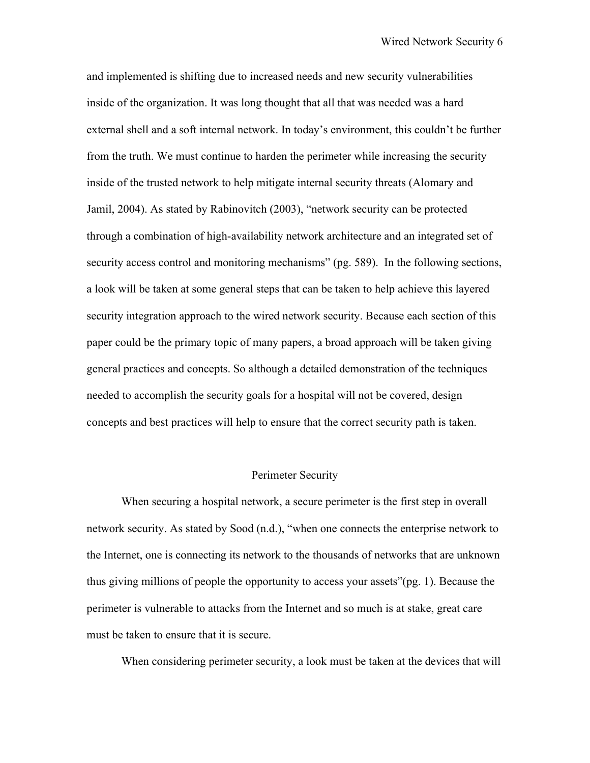and implemented is shifting due to increased needs and new security vulnerabilities inside of the organization. It was long thought that all that was needed was a hard external shell and a soft internal network. In today's environment, this couldn't be further from the truth. We must continue to harden the perimeter while increasing the security inside of the trusted network to help mitigate internal security threats (Alomary and Jamil, 2004). As stated by Rabinovitch (2003), "network security can be protected through a combination of high-availability network architecture and an integrated set of security access control and monitoring mechanisms" (pg. 589). In the following sections, a look will be taken at some general steps that can be taken to help achieve this layered security integration approach to the wired network security. Because each section of this paper could be the primary topic of many papers, a broad approach will be taken giving general practices and concepts. So although a detailed demonstration of the techniques needed to accomplish the security goals for a hospital will not be covered, design concepts and best practices will help to ensure that the correct security path is taken.

## Perimeter Security

When securing a hospital network, a secure perimeter is the first step in overall network security. As stated by Sood (n.d.), "when one connects the enterprise network to the Internet, one is connecting its network to the thousands of networks that are unknown thus giving millions of people the opportunity to access your assets"(pg. 1). Because the perimeter is vulnerable to attacks from the Internet and so much is at stake, great care must be taken to ensure that it is secure.

When considering perimeter security, a look must be taken at the devices that will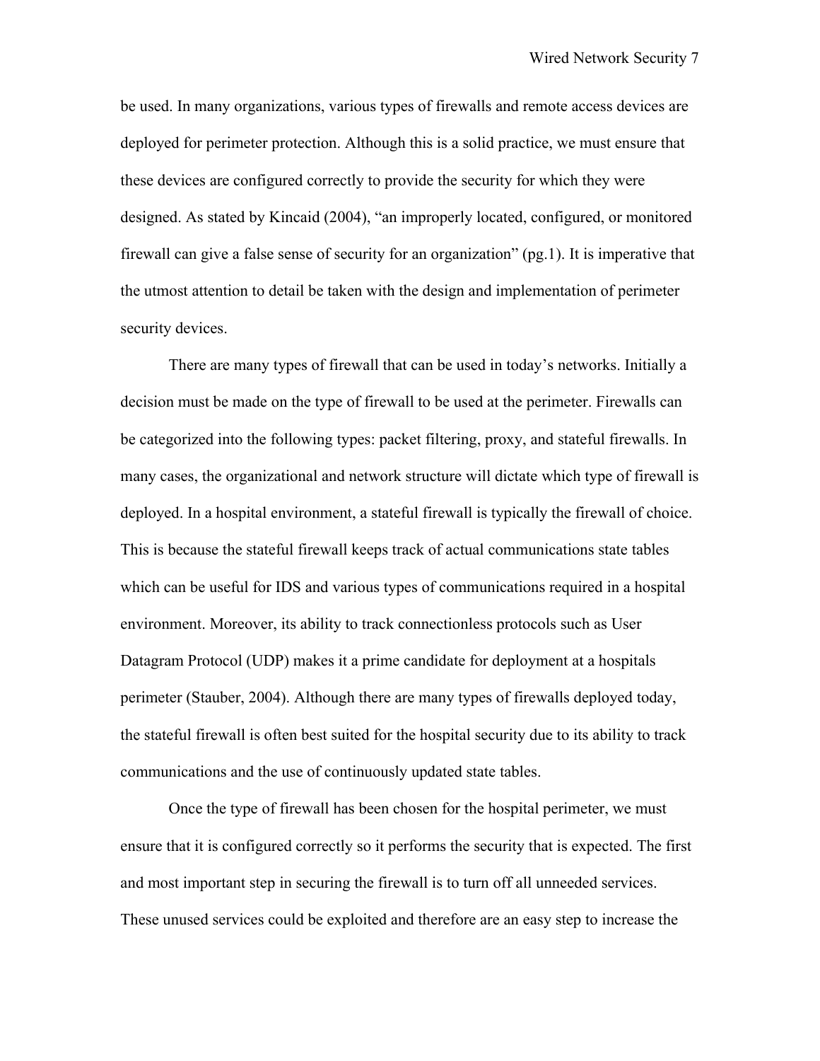be used. In many organizations, various types of firewalls and remote access devices are deployed for perimeter protection. Although this is a solid practice, we must ensure that these devices are configured correctly to provide the security for which they were designed. As stated by Kincaid (2004), "an improperly located, configured, or monitored firewall can give a false sense of security for an organization" (pg.1). It is imperative that the utmost attention to detail be taken with the design and implementation of perimeter security devices.

There are many types of firewall that can be used in today's networks. Initially a decision must be made on the type of firewall to be used at the perimeter. Firewalls can be categorized into the following types: packet filtering, proxy, and stateful firewalls. In many cases, the organizational and network structure will dictate which type of firewall is deployed. In a hospital environment, a stateful firewall is typically the firewall of choice. This is because the stateful firewall keeps track of actual communications state tables which can be useful for IDS and various types of communications required in a hospital environment. Moreover, its ability to track connectionless protocols such as User Datagram Protocol (UDP) makes it a prime candidate for deployment at a hospitals perimeter (Stauber, 2004). Although there are many types of firewalls deployed today, the stateful firewall is often best suited for the hospital security due to its ability to track communications and the use of continuously updated state tables.

Once the type of firewall has been chosen for the hospital perimeter, we must ensure that it is configured correctly so it performs the security that is expected. The first and most important step in securing the firewall is to turn off all unneeded services. These unused services could be exploited and therefore are an easy step to increase the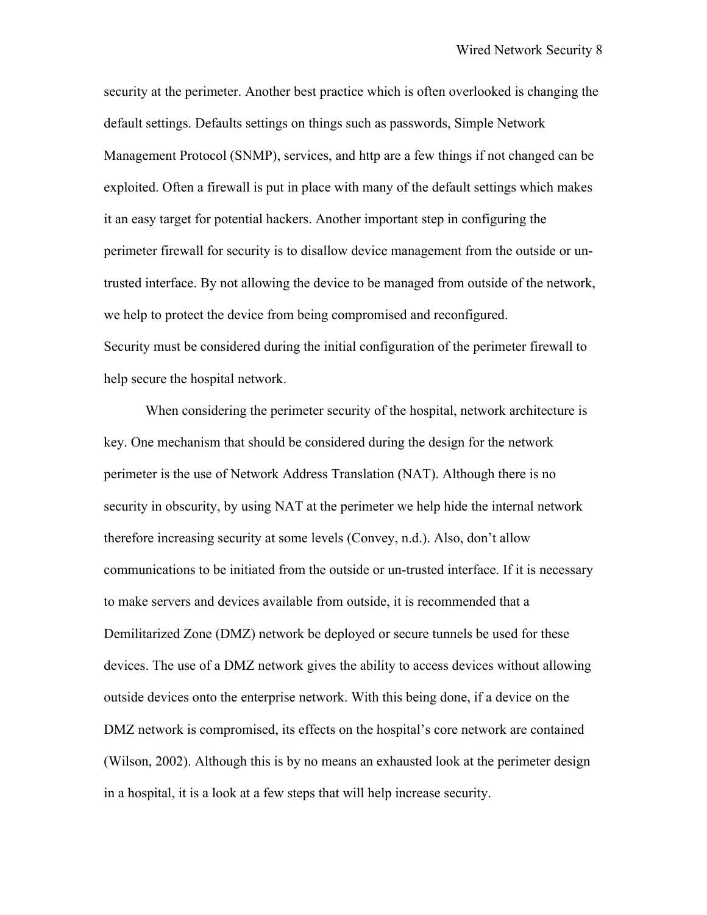security at the perimeter. Another best practice which is often overlooked is changing the default settings. Defaults settings on things such as passwords, Simple Network Management Protocol (SNMP), services, and http are a few things if not changed can be exploited. Often a firewall is put in place with many of the default settings which makes it an easy target for potential hackers. Another important step in configuring the perimeter firewall for security is to disallow device management from the outside or un-trusted interface. By not allowing the device to be managed from outside of the network, we help to protect the device from being compromised and reconfigured.
Security must be considered during the initial configuration of the perimeter firewall to help secure the hospital network.

When considering the perimeter security of the hospital, network architecture is key. One mechanism that should be considered during the design for the network perimeter is the use of Network Address Translation (NAT). Although there is no security in obscurity, by using NAT at the perimeter we help hide the internal network therefore increasing security at some levels (Convey, n.d.). Also, don't allow communications to be initiated from the outside or un-trusted interface. If it is necessary to make servers and devices available from outside, it is recommended that a Demilitarized Zone (DMZ) network be deployed or secure tunnels be used for these devices. The use of a DMZ network gives the ability to access devices without allowing outside devices onto the enterprise network. With this being done, if a device on the DMZ network is compromised, its effects on the hospital's core network are contained (Wilson, 2002). Although this is by no means an exhausted look at the perimeter design in a hospital, it is a look at a few steps that will help increase security.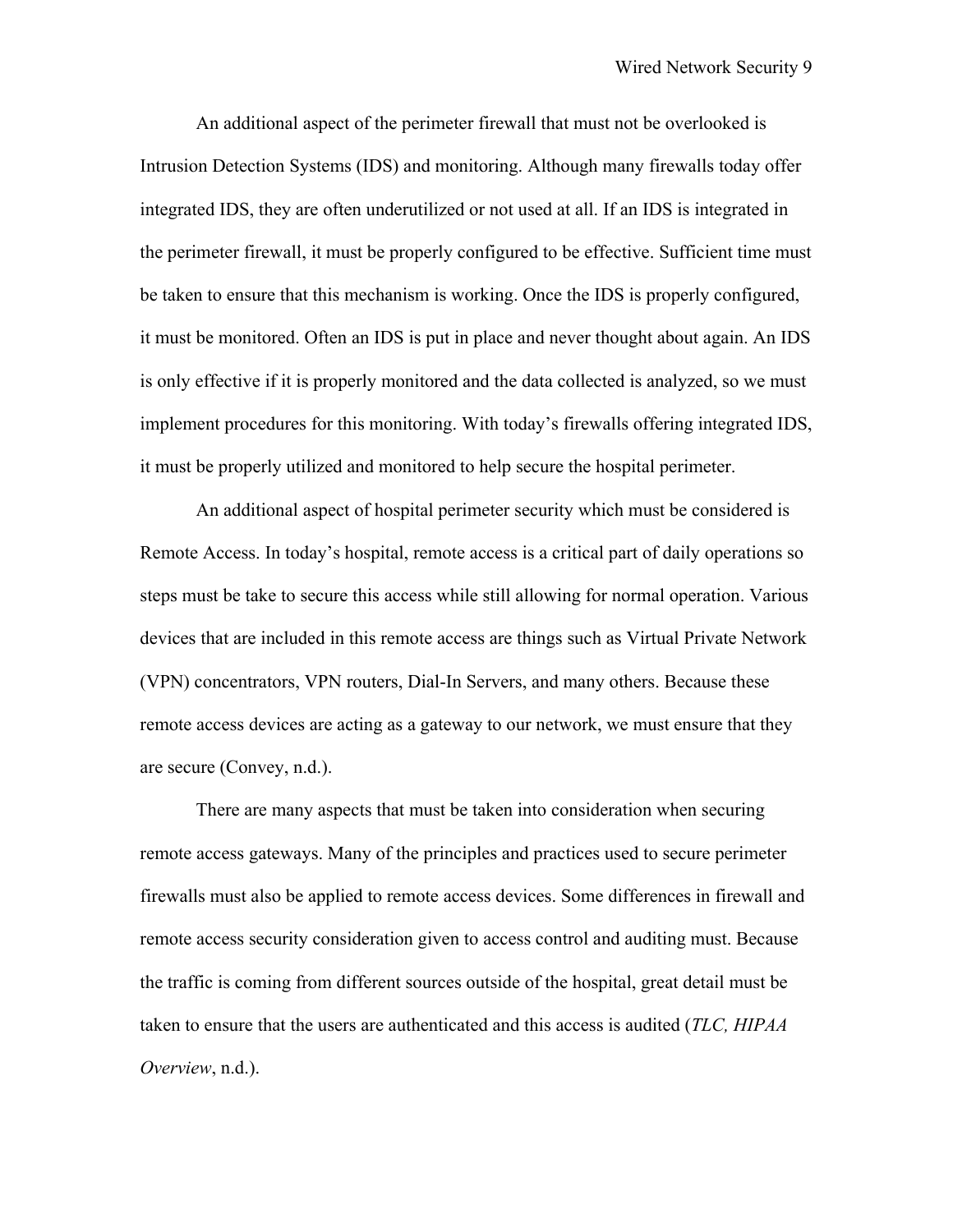An additional aspect of the perimeter firewall that must not be overlooked is Intrusion Detection Systems (IDS) and monitoring. Although many firewalls today offer integrated IDS, they are often underutilized or not used at all. If an IDS is integrated in the perimeter firewall, it must be properly configured to be effective. Sufficient time must be taken to ensure that this mechanism is working. Once the IDS is properly configured, it must be monitored. Often an IDS is put in place and never thought about again. An IDS is only effective if it is properly monitored and the data collected is analyzed, so we must implement procedures for this monitoring. With today's firewalls offering integrated IDS, it must be properly utilized and monitored to help secure the hospital perimeter.

An additional aspect of hospital perimeter security which must be considered is Remote Access. In today's hospital, remote access is a critical part of daily operations so steps must be take to secure this access while still allowing for normal operation. Various devices that are included in this remote access are things such as Virtual Private Network (VPN) concentrators, VPN routers, Dial-In Servers, and many others. Because these remote access devices are acting as a gateway to our network, we must ensure that they are secure (Convey, n.d.).

There are many aspects that must be taken into consideration when securing remote access gateways. Many of the principles and practices used to secure perimeter firewalls must also be applied to remote access devices. Some differences in firewall and remote access security consideration given to access control and auditing must. Because the traffic is coming from different sources outside of the hospital, great detail must be taken to ensure that the users are authenticated and this access is audited (*TLC, HIPAA Overview*, n.d.).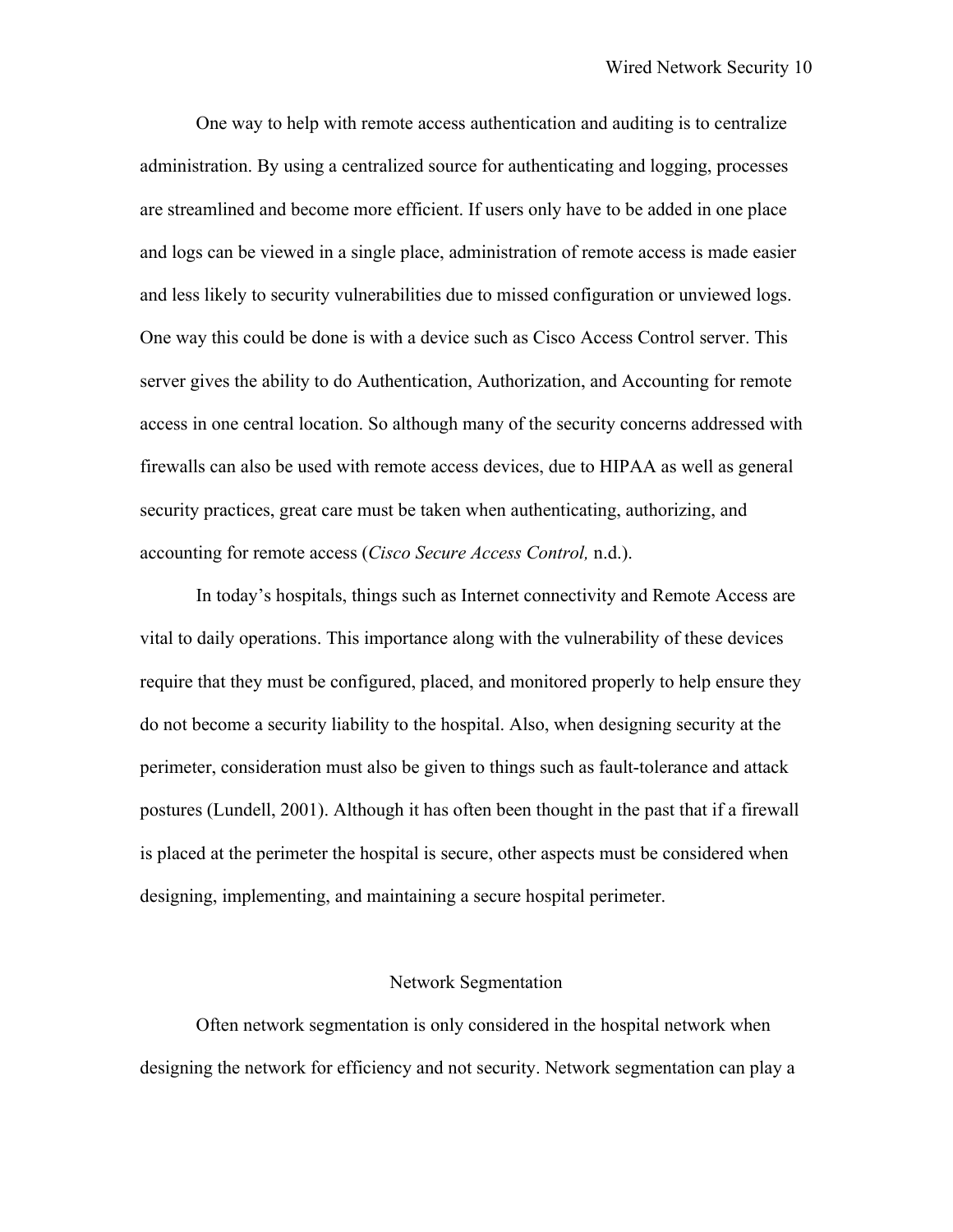One way to help with remote access authentication and auditing is to centralize administration. By using a centralized source for authenticating and logging, processes are streamlined and become more efficient. If users only have to be added in one place and logs can be viewed in a single place, administration of remote access is made easier and less likely to security vulnerabilities due to missed configuration or unviewed logs. One way this could be done is with a device such as Cisco Access Control server. This server gives the ability to do Authentication, Authorization, and Accounting for remote access in one central location. So although many of the security concerns addressed with firewalls can also be used with remote access devices, due to HIPAA as well as general security practices, great care must be taken when authenticating, authorizing, and accounting for remote access (*Cisco Secure Access Control,* n.d.).

In today's hospitals, things such as Internet connectivity and Remote Access are vital to daily operations. This importance along with the vulnerability of these devices require that they must be configured, placed, and monitored properly to help ensure they do not become a security liability to the hospital. Also, when designing security at the perimeter, consideration must also be given to things such as fault-tolerance and attack postures (Lundell, 2001). Although it has often been thought in the past that if a firewall is placed at the perimeter the hospital is secure, other aspects must be considered when designing, implementing, and maintaining a secure hospital perimeter.

## Network Segmentation

Often network segmentation is only considered in the hospital network when designing the network for efficiency and not security. Network segmentation can play a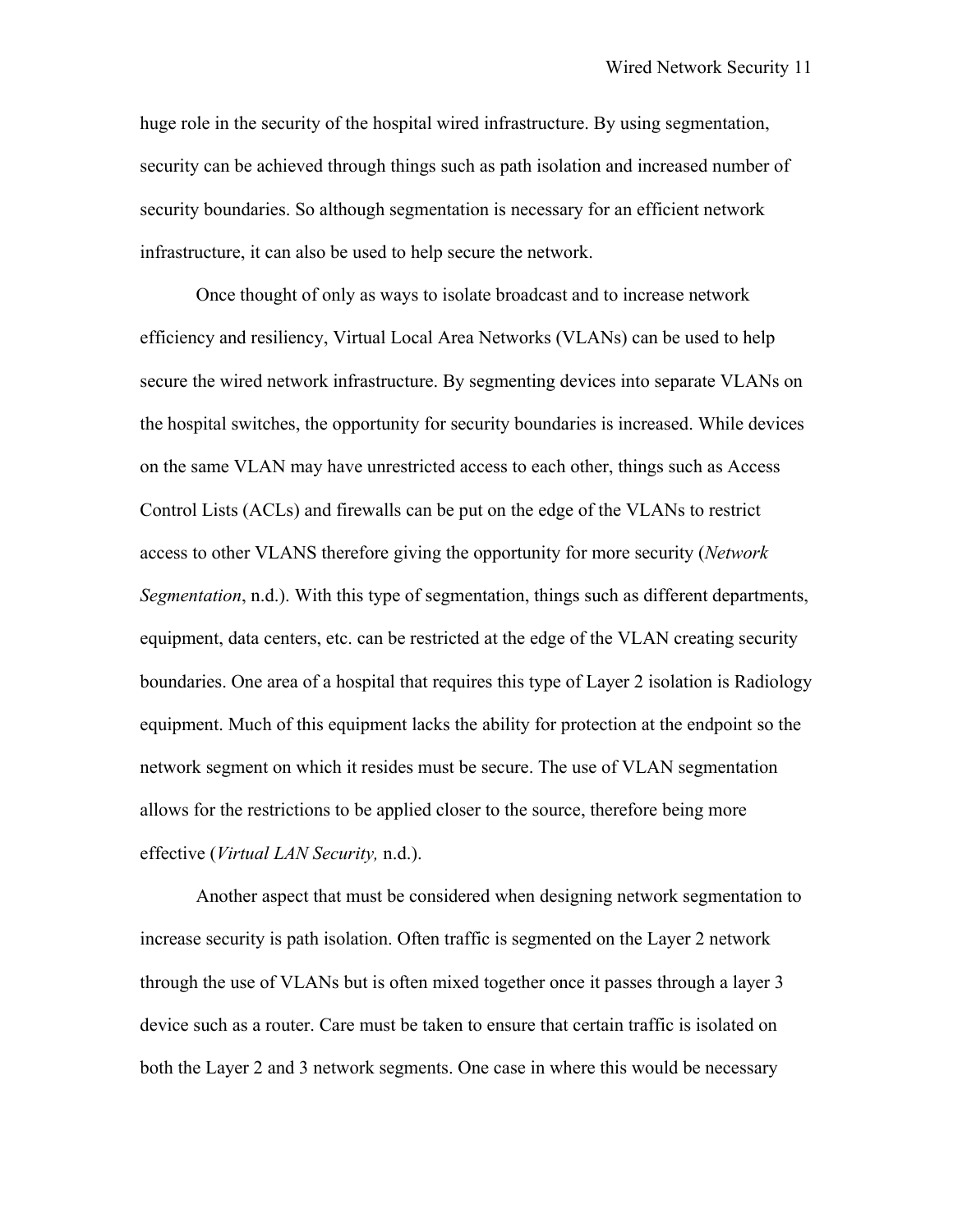huge role in the security of the hospital wired infrastructure. By using segmentation, security can be achieved through things such as path isolation and increased number of security boundaries. So although segmentation is necessary for an efficient network infrastructure, it can also be used to help secure the network.

Once thought of only as ways to isolate broadcast and to increase network efficiency and resiliency, Virtual Local Area Networks (VLANs) can be used to help secure the wired network infrastructure. By segmenting devices into separate VLANs on the hospital switches, the opportunity for security boundaries is increased. While devices on the same VLAN may have unrestricted access to each other, things such as Access Control Lists (ACLs) and firewalls can be put on the edge of the VLANs to restrict access to other VLANS therefore giving the opportunity for more security (*Network Segmentation*, n.d.). With this type of segmentation, things such as different departments, equipment, data centers, etc. can be restricted at the edge of the VLAN creating security boundaries. One area of a hospital that requires this type of Layer 2 isolation is Radiology equipment. Much of this equipment lacks the ability for protection at the endpoint so the network segment on which it resides must be secure. The use of VLAN segmentation allows for the restrictions to be applied closer to the source, therefore being more effective (*Virtual LAN Security,* n.d.).

Another aspect that must be considered when designing network segmentation to increase security is path isolation. Often traffic is segmented on the Layer 2 network through the use of VLANs but is often mixed together once it passes through a layer 3 device such as a router. Care must be taken to ensure that certain traffic is isolated on both the Layer 2 and 3 network segments. One case in where this would be necessary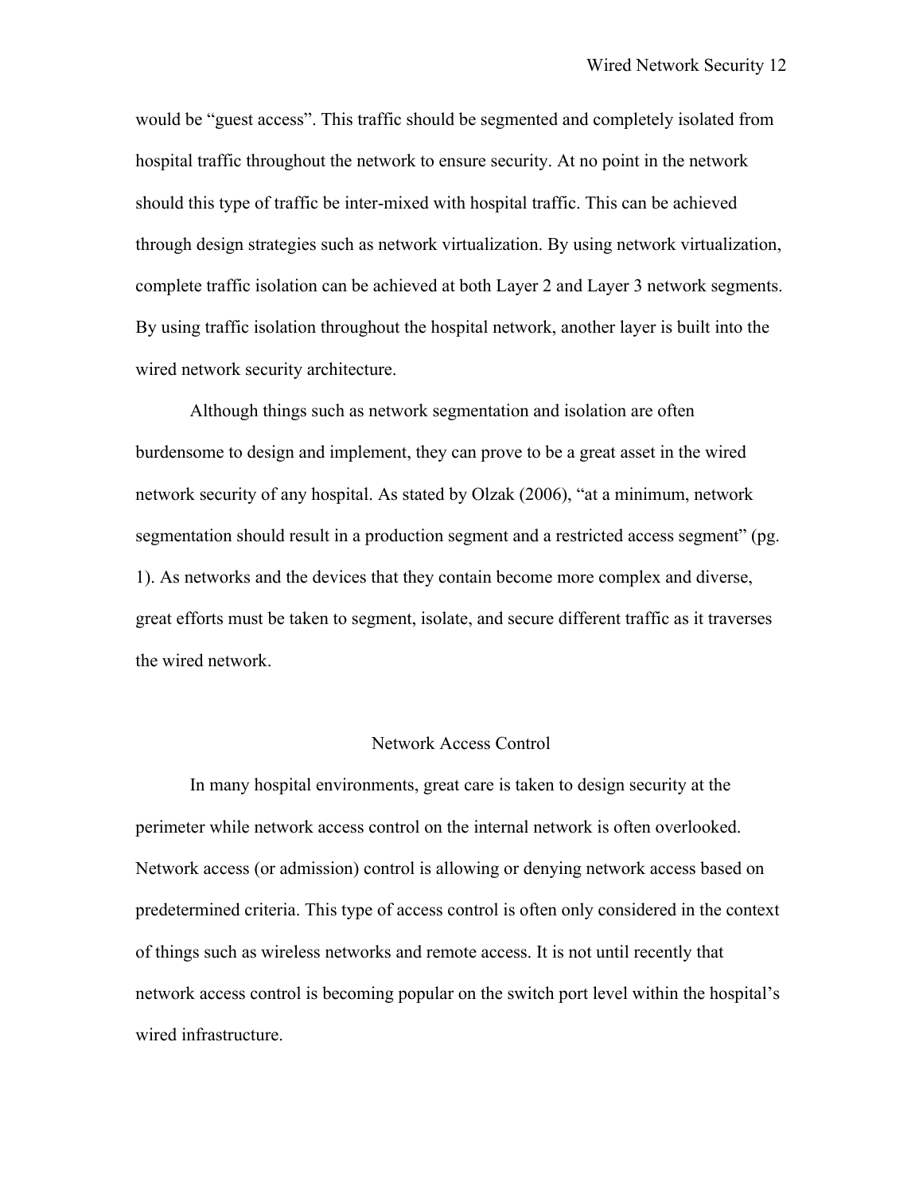would be “guest access”. This traffic should be segmented and completely isolated from hospital traffic throughout the network to ensure security. At no point in the network should this type of traffic be inter-mixed with hospital traffic. This can be achieved through design strategies such as network virtualization. By using network virtualization, complete traffic isolation can be achieved at both Layer 2 and Layer 3 network segments. By using traffic isolation throughout the hospital network, another layer is built into the wired network security architecture.

Although things such as network segmentation and isolation are often burdensome to design and implement, they can prove to be a great asset in the wired network security of any hospital. As stated by Olzak (2006), “at a minimum, network segmentation should result in a production segment and a restricted access segment” (pg. 1). As networks and the devices that they contain become more complex and diverse, great efforts must be taken to segment, isolate, and secure different traffic as it traverses the wired network.

## Network Access Control

In many hospital environments, great care is taken to design security at the perimeter while network access control on the internal network is often overlooked. Network access (or admission) control is allowing or denying network access based on predetermined criteria. This type of access control is often only considered in the context of things such as wireless networks and remote access. It is not until recently that network access control is becoming popular on the switch port level within the hospital’s wired infrastructure.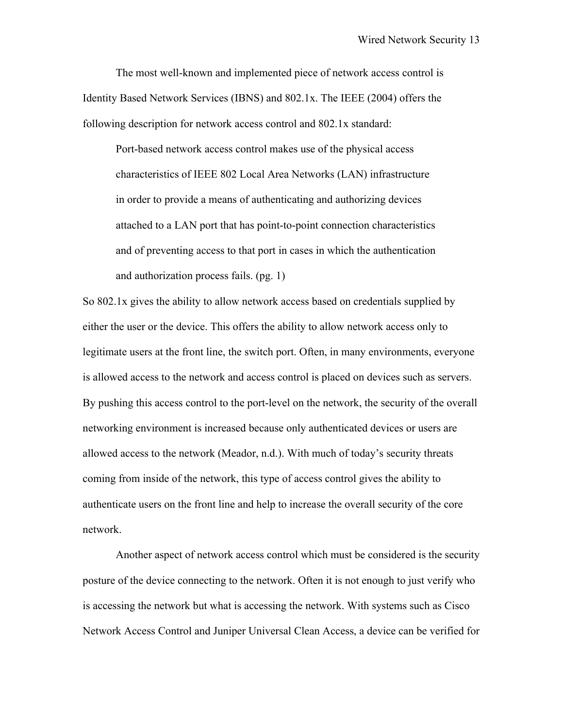The most well-known and implemented piece of network access control is Identity Based Network Services (IBNS) and 802.1x. The IEEE (2004) offers the following description for network access control and 802.1x standard:

> Port-based network access control makes use of the physical access characteristics of IEEE 802 Local Area Networks (LAN) infrastructure in order to provide a means of authenticating and authorizing devices attached to a LAN port that has point-to-point connection characteristics and of preventing access to that port in cases in which the authentication and authorization process fails. (pg. 1)

So 802.1x gives the ability to allow network access based on credentials supplied by either the user or the device. This offers the ability to allow network access only to legitimate users at the front line, the switch port. Often, in many environments, everyone is allowed access to the network and access control is placed on devices such as servers. By pushing this access control to the port-level on the network, the security of the overall networking environment is increased because only authenticated devices or users are allowed access to the network (Meador, n.d.). With much of today's security threats coming from inside of the network, this type of access control gives the ability to authenticate users on the front line and help to increase the overall security of the core network.

Another aspect of network access control which must be considered is the security posture of the device connecting to the network. Often it is not enough to just verify who is accessing the network but what is accessing the network. With systems such as Cisco Network Access Control and Juniper Universal Clean Access, a device can be verified for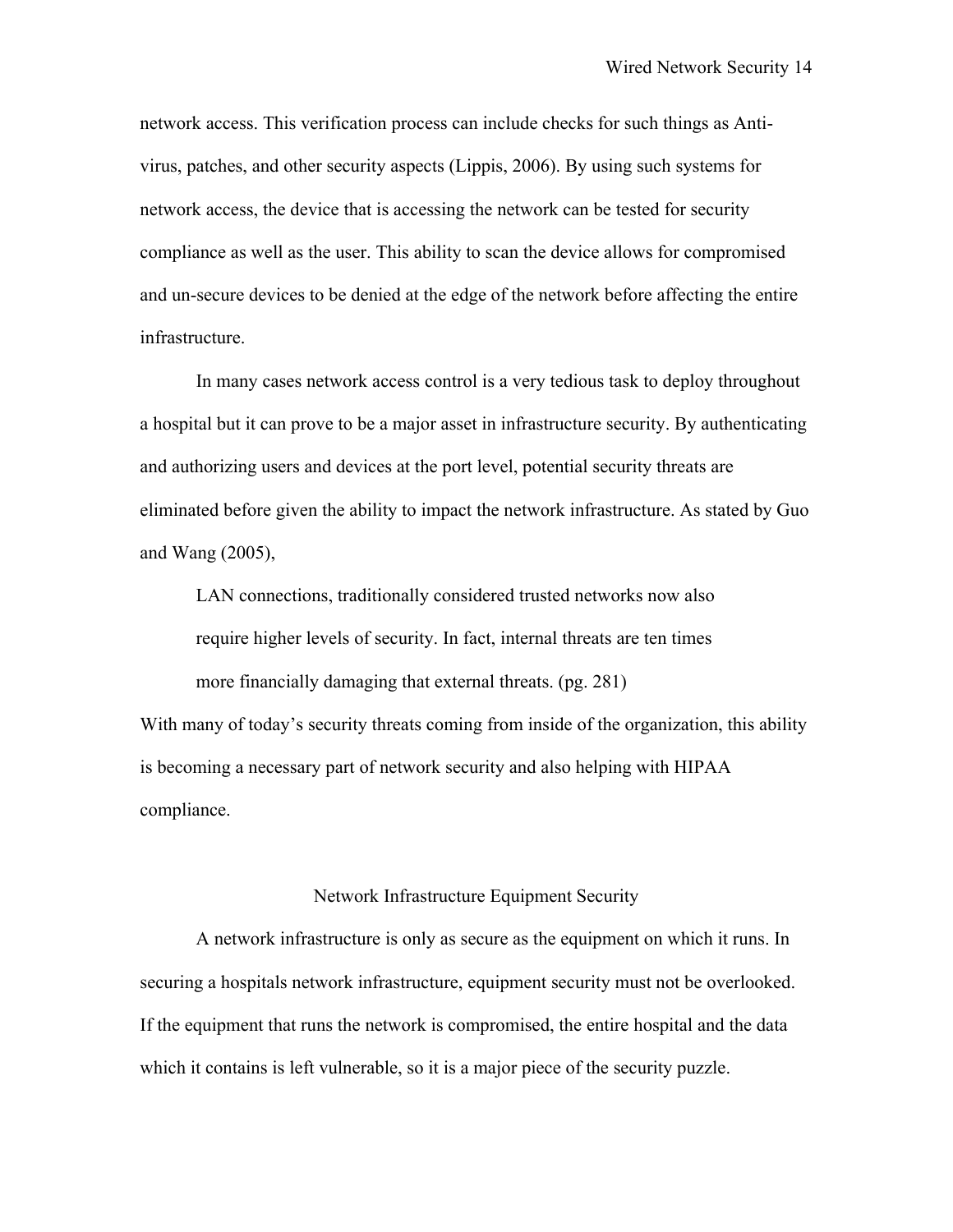network access. This verification process can include checks for such things as Anti-virus, patches, and other security aspects (Lippis, 2006). By using such systems for network access, the device that is accessing the network can be tested for security compliance as well as the user. This ability to scan the device allows for compromised and un-secure devices to be denied at the edge of the network before affecting the entire infrastructure.

In many cases network access control is a very tedious task to deploy throughout a hospital but it can prove to be a major asset in infrastructure security. By authenticating and authorizing users and devices at the port level, potential security threats are eliminated before given the ability to impact the network infrastructure. As stated by Guo and Wang (2005),

> LAN connections, traditionally considered trusted networks now also require higher levels of security. In fact, internal threats are ten times more financially damaging that external threats. (pg. 281)

With many of today's security threats coming from inside of the organization, this ability is becoming a necessary part of network security and also helping with HIPAA compliance.

## Network Infrastructure Equipment Security

A network infrastructure is only as secure as the equipment on which it runs. In securing a hospitals network infrastructure, equipment security must not be overlooked. If the equipment that runs the network is compromised, the entire hospital and the data which it contains is left vulnerable, so it is a major piece of the security puzzle.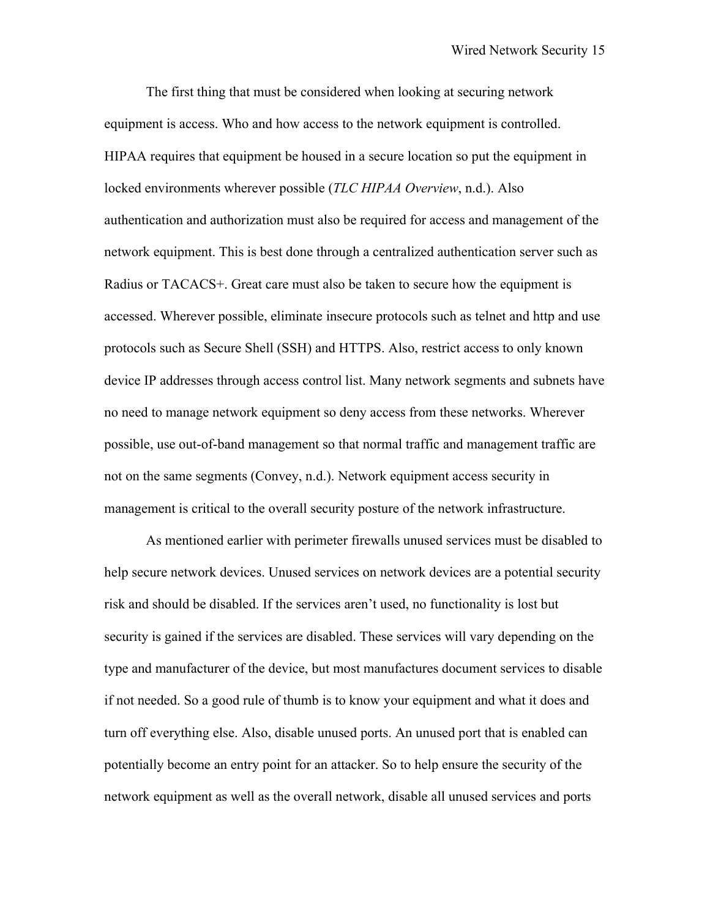The first thing that must be considered when looking at securing network equipment is access. Who and how access to the network equipment is controlled. HIPAA requires that equipment be housed in a secure location so put the equipment in locked environments wherever possible (*TLC HIPAA Overview*, n.d.). Also authentication and authorization must also be required for access and management of the network equipment. This is best done through a centralized authentication server such as Radius or TACACS+. Great care must also be taken to secure how the equipment is accessed. Wherever possible, eliminate insecure protocols such as telnet and http and use protocols such as Secure Shell (SSH) and HTTPS. Also, restrict access to only known device IP addresses through access control list. Many network segments and subnets have no need to manage network equipment so deny access from these networks. Wherever possible, use out-of-band management so that normal traffic and management traffic are not on the same segments (Convey, n.d.). Network equipment access security in management is critical to the overall security posture of the network infrastructure.

As mentioned earlier with perimeter firewalls unused services must be disabled to help secure network devices. Unused services on network devices are a potential security risk and should be disabled. If the services aren't used, no functionality is lost but security is gained if the services are disabled. These services will vary depending on the type and manufacturer of the device, but most manufactures document services to disable if not needed. So a good rule of thumb is to know your equipment and what it does and turn off everything else. Also, disable unused ports. An unused port that is enabled can potentially become an entry point for an attacker. So to help ensure the security of the network equipment as well as the overall network, disable all unused services and ports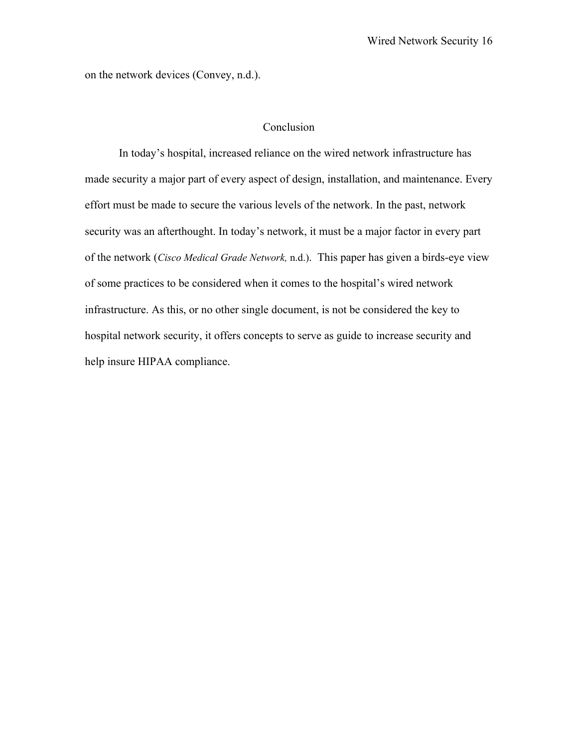on the network devices (Convey, n.d.).

## Conclusion

In today's hospital, increased reliance on the wired network infrastructure has made security a major part of every aspect of design, installation, and maintenance. Every effort must be made to secure the various levels of the network. In the past, network security was an afterthought. In today's network, it must be a major factor in every part of the network (*Cisco Medical Grade Network,* n.d.). This paper has given a birds-eye view of some practices to be considered when it comes to the hospital's wired network infrastructure. As this, or no other single document, is not be considered the key to hospital network security, it offers concepts to serve as guide to increase security and help insure HIPAA compliance.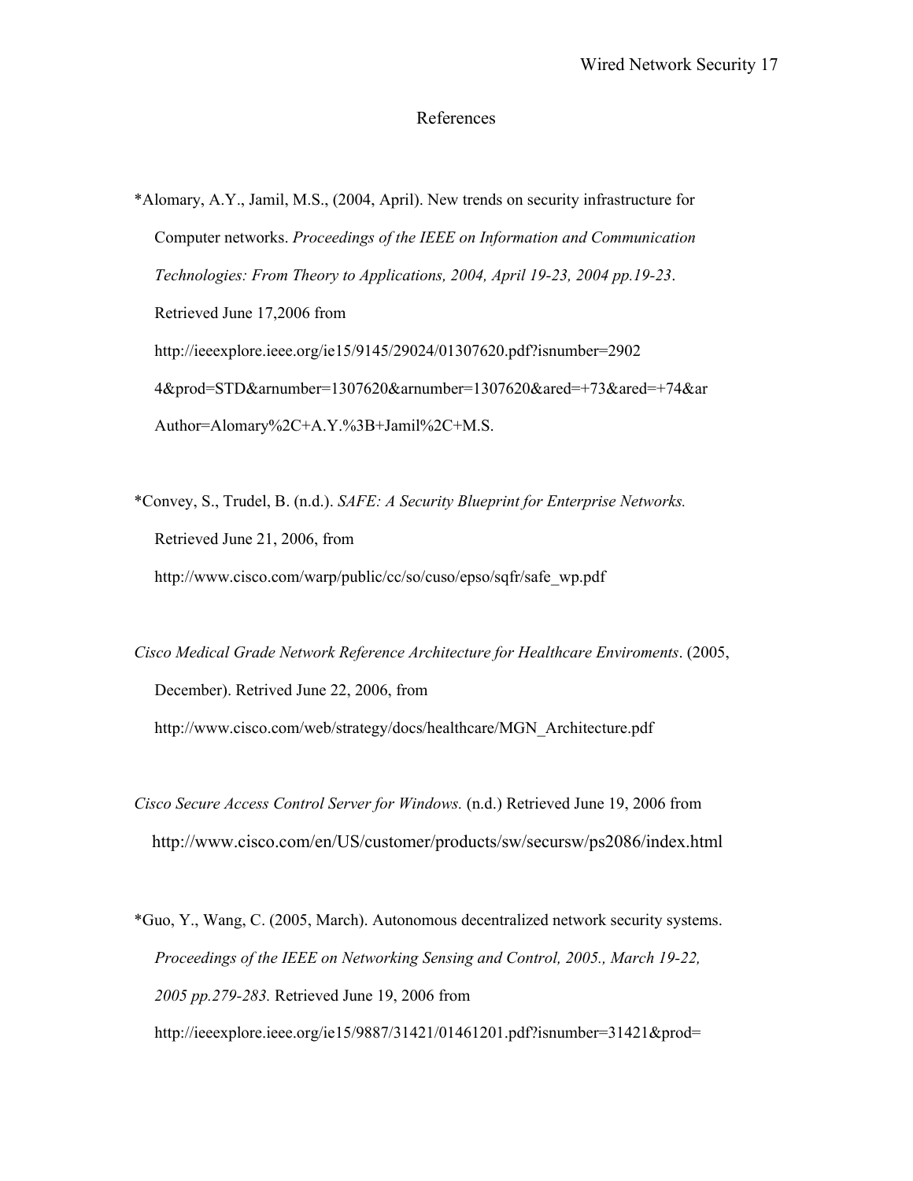# References

*Alomary, A.Y., Jamil, M.S., (2004, April). New trends on security infrastructure for Computer networks. *Proceedings of the IEEE on Information and Communication Technologies: From Theory to Applications, 2004, April 19-23, 2004 pp.19-23*. Retrieved June 17,2006 from http://ieeexplore.ieee.org/ie15/9145/29024/01307620.pdf?isnumber=29024&prod=STD&arnumber=1307620&arnumber=1307620&ared=+73&ared=+74&arAuthor=Alomary%2C+A.Y.%3B+Jamil%2C+M.S.

*Convey, S., Trudel, B. (n.d.). *SAFE: A Security Blueprint for Enterprise Networks.* Retrieved June 21, 2006, from http://www.cisco.com/warp/public/cc/so/cuso/epso/sqfr/safe_wp.pdf

*Cisco Medical Grade Network Reference Architecture for Healthcare Enviroments*. (2005, December). Retrived June 22, 2006, from http://www.cisco.com/web/strategy/docs/healthcare/MGN_Architecture.pdf

*Cisco Secure Access Control Server for Windows.* (n.d.) Retrieved June 19, 2006 from http://www.cisco.com/en/US/customer/products/sw/secursw/ps2086/index.html

*Guo, Y., Wang, C. (2005, March). Autonomous decentralized network security systems. *Proceedings of the IEEE on Networking Sensing and Control, 2005., March 19-22, 2005 pp.279-283.* Retrieved June 19, 2006 from http://ieeexplore.ieee.org/ie15/9887/31421/01461201.pdf?isnumber=31421&prod=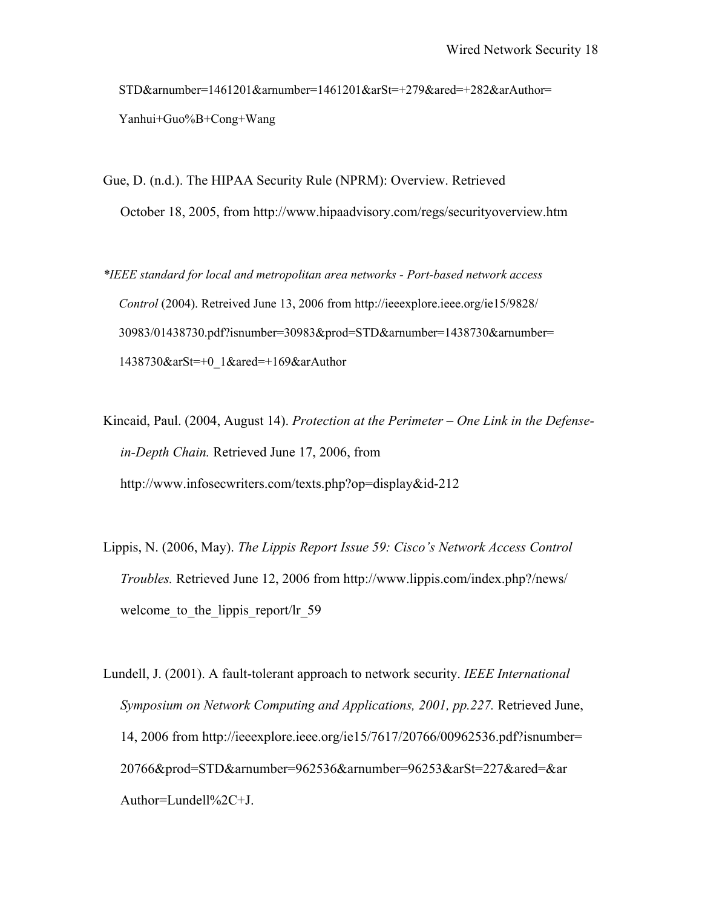STD&arnumber=1461201&arnumber=1461201&arSt=+279&ared=+282&arAuthor=
Yanhui+Guo%B+Cong+Wang

Gue, D. (n.d.). The HIPAA Security Rule (NPRM): Overview. Retrieved October 18, 2005, from http://www.hipaadvisory.com/regs/securityoverview.htm

**IEEE standard for local and metropolitan area networks - Port-based network access Control* (2004). Retreived June 13, 2006 from http://ieeexplore.ieee.org/ie15/9828/30983/01438730.pdf?isnumber=30983&prod=STD&arnumber=1438730&arnumber=1438730&arSt=+0_1&ared=+169&arAuthor

Kincaid, Paul. (2004, August 14). *Protection at the Perimeter – One Link in the Defense-in-Depth Chain.* Retrieved June 17, 2006, from http://www.infosecwriters.com/texts.php?op=display&id-212

Lippis, N. (2006, May). *The Lippis Report Issue 59: Cisco's Network Access Control Troubles.* Retrieved June 12, 2006 from http://www.lippis.com/index.php?/news/welcome_to_the_lippis_report/lr_59

Lundell, J. (2001). A fault-tolerant approach to network security. *IEEE International Symposium on Network Computing and Applications, 2001, pp.227.* Retrieved June, 14, 2006 from http://ieeexplore.ieee.org/ie15/7617/20766/00962536.pdf?isnumber=20766&prod=STD&arnumber=962536&arnumber=96253&arSt=227&ared=&arAuthor=Lundell%2C+J.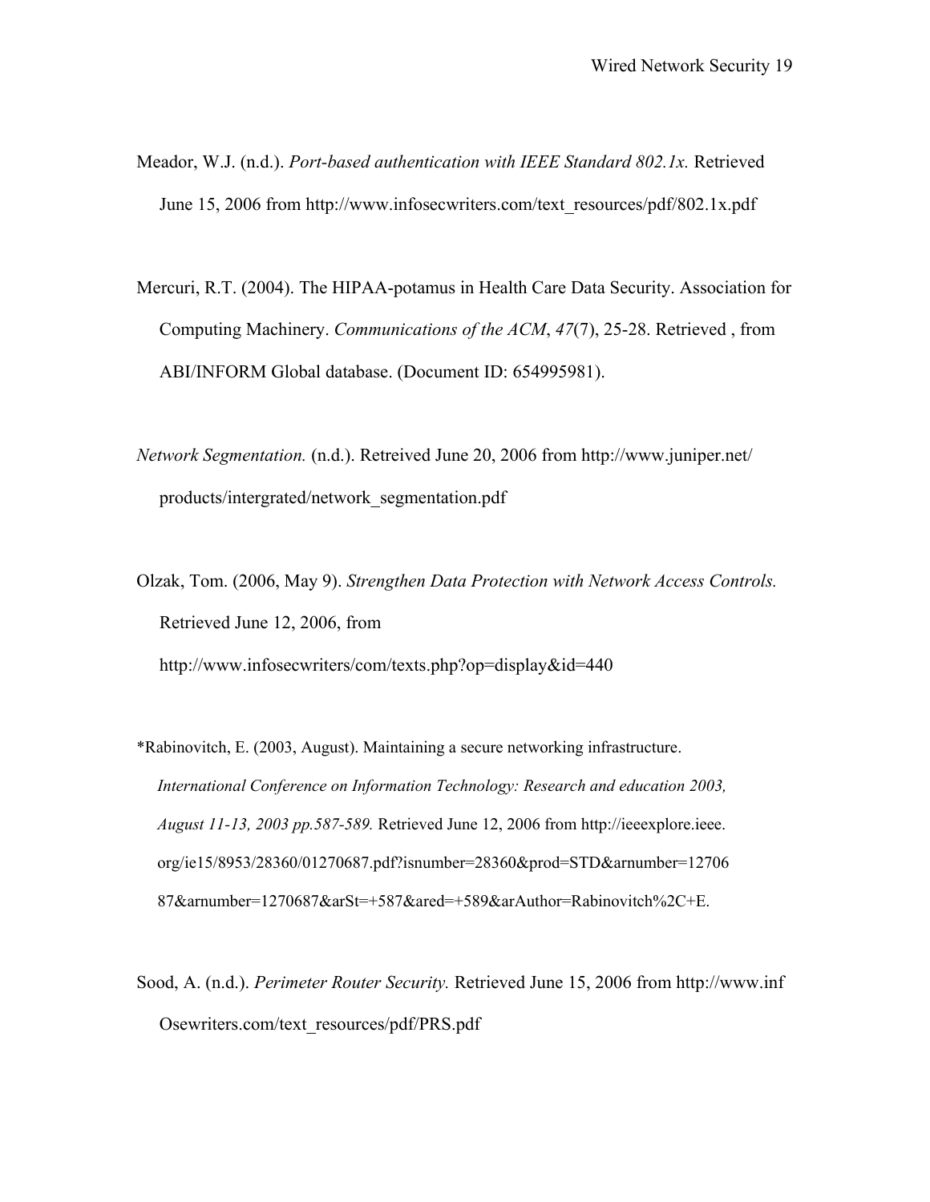Meador, W.J. (n.d.). *Port-based authentication with IEEE Standard 802.1x.* Retrieved June 15, 2006 from http://www.infosecwriters.com/text_resources/pdf/802.1x.pdf

Mercuri, R.T. (2004). The HIPAA-potamus in Health Care Data Security. Association for Computing Machinery. *Communications of the ACM*, *47*(7), 25-28. Retrieved , from ABI/INFORM Global database. (Document ID: 654995981).

*Network Segmentation.* (n.d.). Retreived June 20, 2006 from http://www.juniper.net/products/intergrated/network_segmentation.pdf

Olzak, Tom. (2006, May 9). *Strengthen Data Protection with Network Access Controls.* Retrieved June 12, 2006, from http://www.infosecwriters/com/texts.php?op=display&id=440

*Rabinovitch, E. (2003, August). Maintaining a secure networking infrastructure. *International Conference on Information Technology: Research and education 2003, August 11-13, 2003 pp.587-589.* Retrieved June 12, 2006 from http://ieeexplore.ieee.org/ie15/8953/28360/01270687.pdf?isnumber=28360&prod=STD&arnumber=1270687&arnumber=1270687&arSt=+587&ared=+589&arAuthor=Rabinovitch%2C+E.

Sood, A. (n.d.). *Perimeter Router Security.* Retrieved June 15, 2006 from http://www.infOsewriters.com/text_resources/pdf/PRS.pdf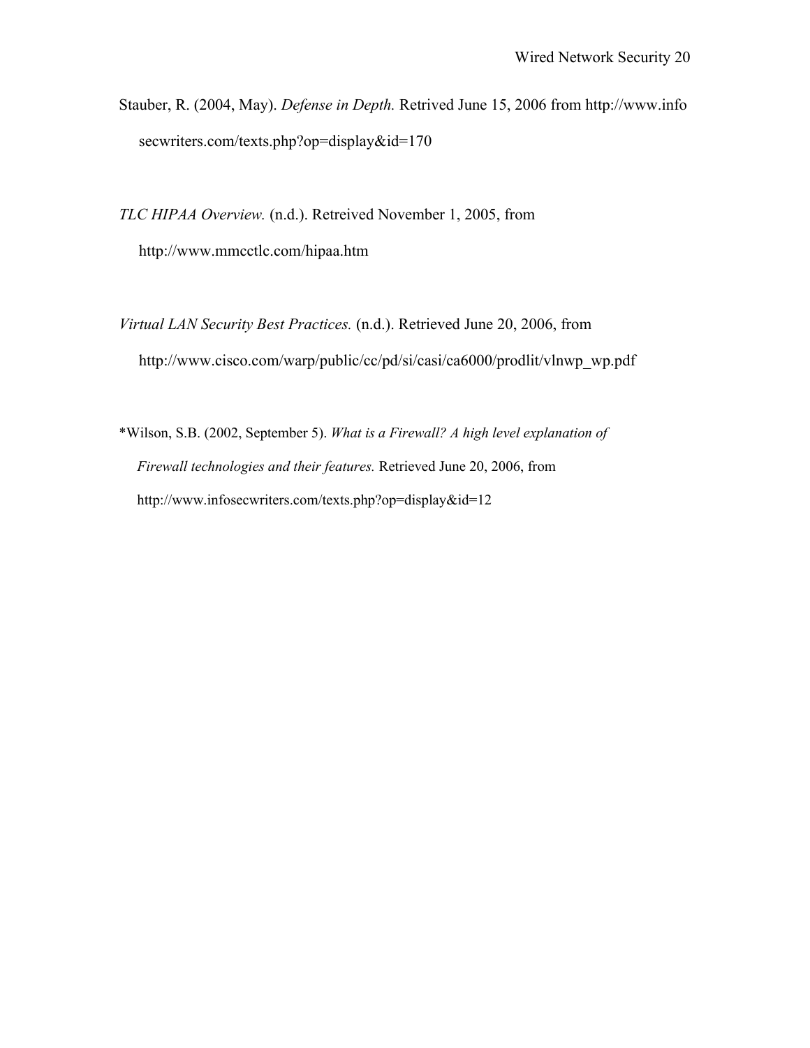Stauber, R. (2004, May). *Defense in Depth.* Retrived June 15, 2006 from http://www.infosecwriters.com/texts.php?op=display&id=170

*TLC HIPAA Overview.* (n.d.). Retreived November 1, 2005, from http://www.mmcctlc.com/hipaa.htm

*Virtual LAN Security Best Practices.* (n.d.). Retrieved June 20, 2006, from http://www.cisco.com/warp/public/cc/pd/si/casi/ca6000/prodlit/vlnwp_wp.pdf

*Wilson, S.B. (2002, September 5). *What is a Firewall? A high level explanation of Firewall technologies and their features.* Retrieved June 20, 2006, from http://www.infosecwriters.com/texts.php?op=display&id=12